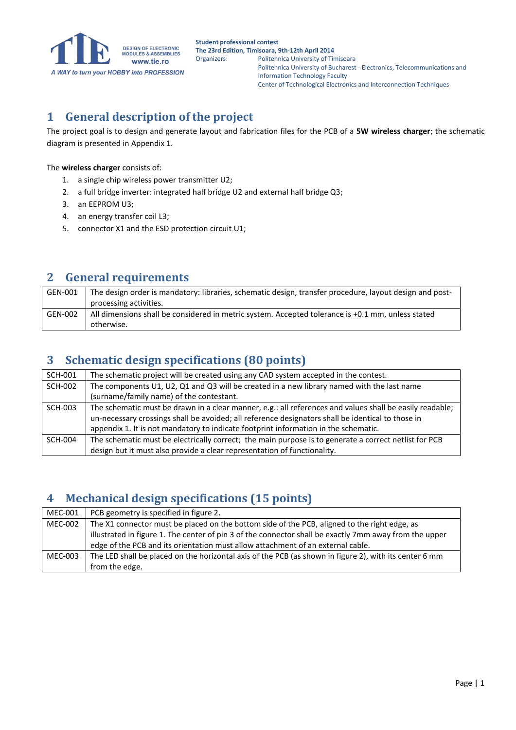Student professional contest
The 23rd Edition, Timisoara, 9th-12th April 2014
Organizers: Politehnica University of Timisoara
Politehnica University of Bucharest - Electronics, Telecommunications and Information Technology Faculty
Center of Technological Electronics and Interconnection Techniques

# 1 General description of the project

The project goal is to design and generate layout and fabrication files for the PCB of a **5W wireless charger**; the schematic diagram is presented in Appendix 1.

The **wireless charger** consists of:

1. a single chip wireless power transmitter U2;
2. a full bridge inverter: integrated half bridge U2 and external half bridge Q3;
3. an EEPROM U3;
4. an energy transfer coil L3;
5. connector X1 and the ESD protection circuit U1;

# 2 General requirements

| | |
|---|---|
| GEN-001 | The design order is mandatory: libraries, schematic design, transfer procedure, layout design and post-processing activities. |
| GEN-002 | All dimensions shall be considered in metric system. Accepted tolerance is ±0.1 mm, unless stated otherwise. |

# 3 Schematic design specifications (80 points)

| | |
|---|---|
| SCH-001 | The schematic project will be created using any CAD system accepted in the contest. |
| SCH-002 | The components U1, U2, Q1 and Q3 will be created in a new library named with the last name (surname/family name) of the contestant. |
| SCH-003 | The schematic must be drawn in a clear manner, e.g.: all references and values shall be easily readable; un-necessary crossings shall be avoided; all reference designators shall be identical to those in appendix 1. It is not mandatory to indicate footprint information in the schematic. |
| SCH-004 | The schematic must be electrically correct; the main purpose is to generate a correct netlist for PCB design but it must also provide a clear representation of functionality. |

# 4 Mechanical design specifications (15 points)

| | |
|---|---|
| MEC-001 | PCB geometry is specified in figure 2. |
| MEC-002 | The X1 connector must be placed on the bottom side of the PCB, aligned to the right edge, as illustrated in figure 1. The center of pin 3 of the connector shall be exactly 7mm away from the upper edge of the PCB and its orientation must allow attachment of an external cable. |
| MEC-003 | The LED shall be placed on the horizontal axis of the PCB (as shown in figure 2), with its center 6 mm from the edge. |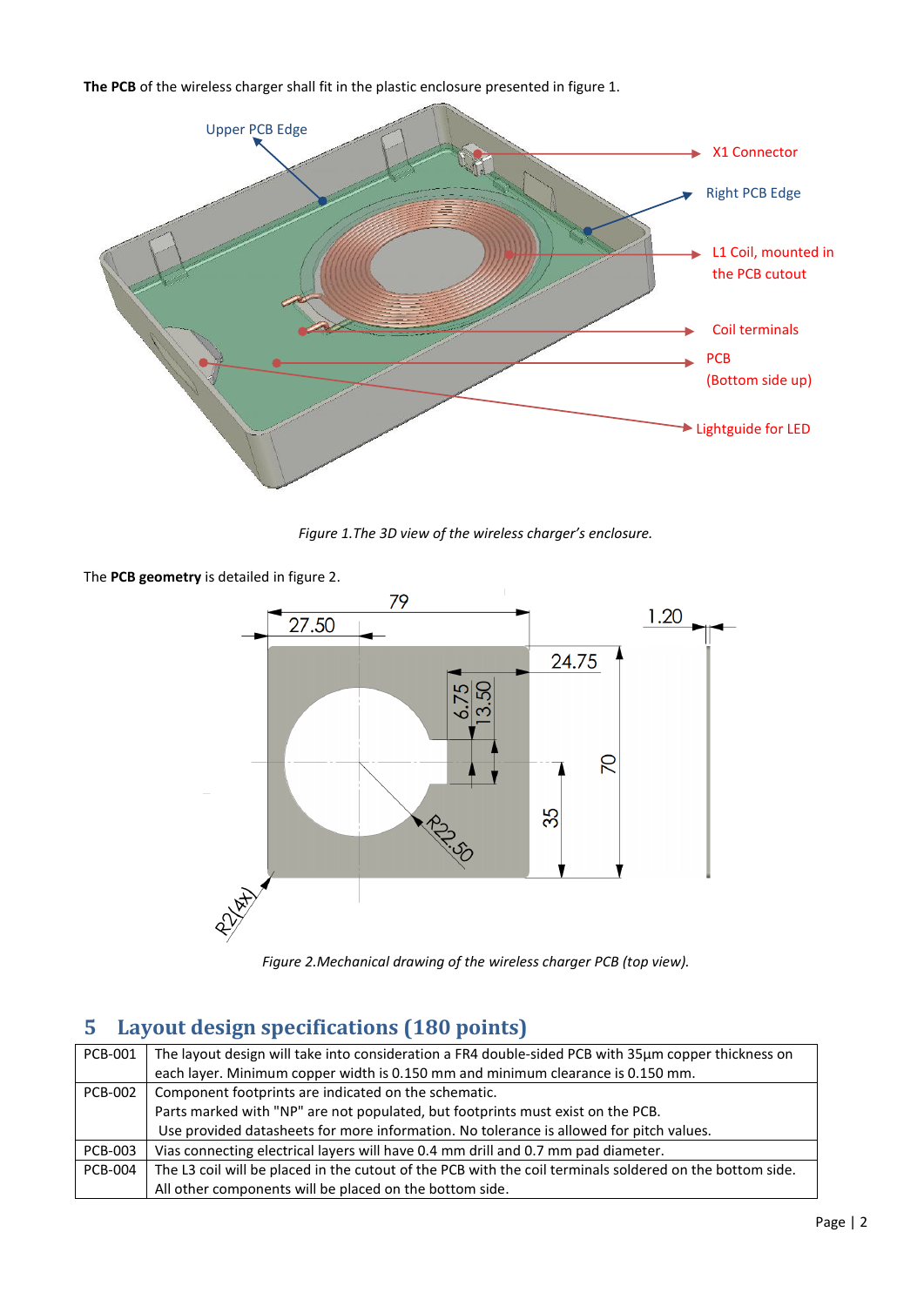**The PCB** of the wireless charger shall fit in the plastic enclosure presented in figure 1.

*Figure 1.The 3D view of the wireless charger's enclosure.*

The **PCB geometry** is detailed in figure 2.

*Figure 2.Mechanical drawing of the wireless charger PCB (top view).*

## 5 Layout design specifications (180 points)

| | |
|---|---|
| PCB-001 | The layout design will take into consideration a FR4 double-sided PCB with 35µm copper thickness on each layer. Minimum copper width is 0.150 mm and minimum clearance is 0.150 mm. |
| PCB-002 | Component footprints are indicated on the schematic.<br>Parts marked with "NP" are not populated, but footprints must exist on the PCB.<br>Use provided datasheets for more information. No tolerance is allowed for pitch values. |
| PCB-003 | Vias connecting electrical layers will have 0.4 mm drill and 0.7 mm pad diameter. |
| PCB-004 | The L3 coil will be placed in the cutout of the PCB with the coil terminals soldered on the bottom side.<br>All other components will be placed on the bottom side. |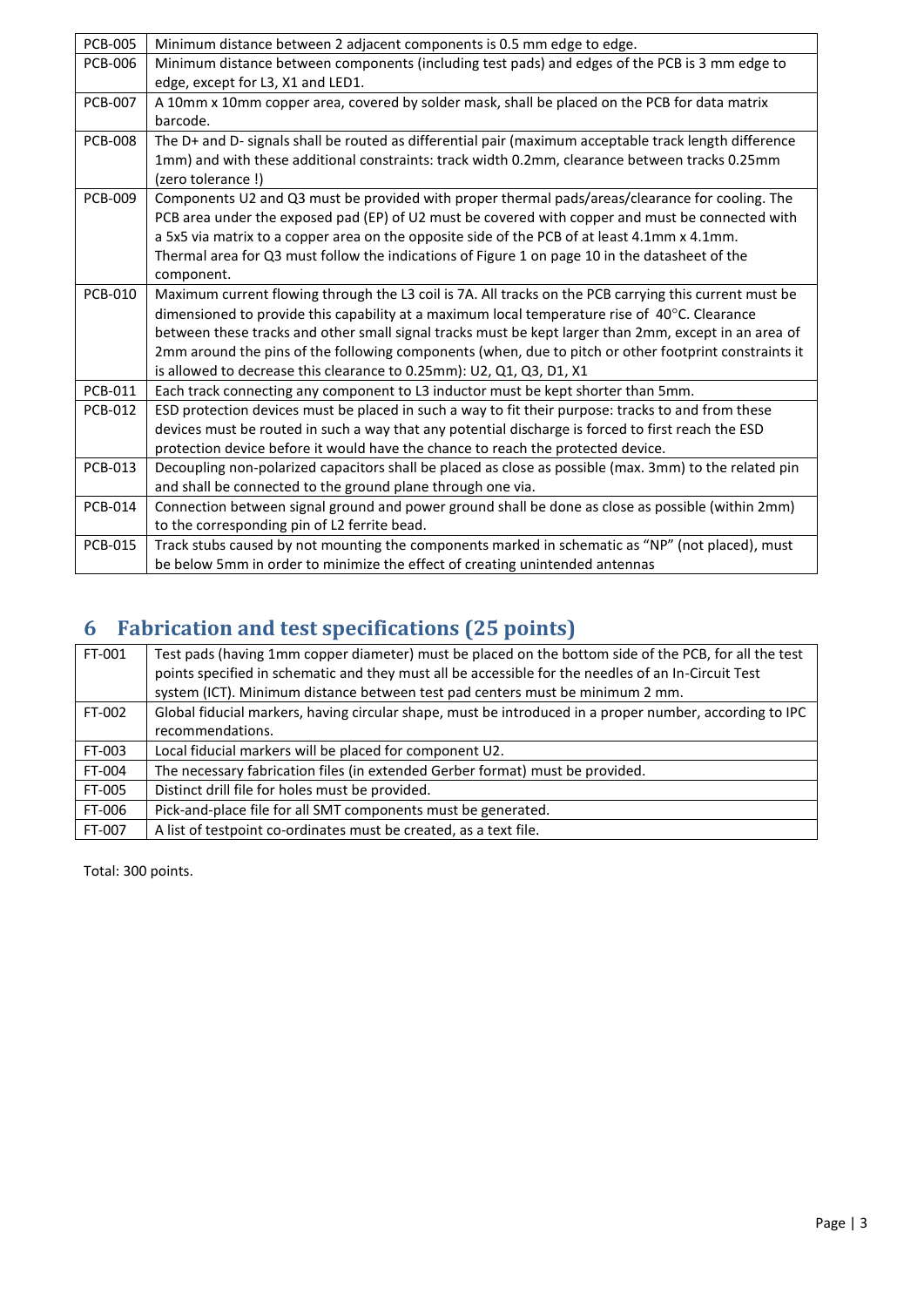| | |
|---|---|
| PCB-005 | Minimum distance between 2 adjacent components is 0.5 mm edge to edge. |
| PCB-006 | Minimum distance between components (including test pads) and edges of the PCB is 3 mm edge to edge, except for L3, X1 and LED1. |
| PCB-007 | A 10mm x 10mm copper area, covered by solder mask, shall be placed on the PCB for data matrix barcode. |
| PCB-008 | The D+ and D- signals shall be routed as differential pair (maximum acceptable track length difference 1mm) and with these additional constraints: track width 0.2mm, clearance between tracks 0.25mm (zero tolerance !) |
| PCB-009 | Components U2 and Q3 must be provided with proper thermal pads/areas/clearance for cooling. The PCB area under the exposed pad (EP) of U2 must be covered with copper and must be connected with a 5x5 via matrix to a copper area on the opposite side of the PCB of at least 4.1mm x 4.1mm. Thermal area for Q3 must follow the indications of Figure 1 on page 10 in the datasheet of the component. |
| PCB-010 | Maximum current flowing through the L3 coil is 7A. All tracks on the PCB carrying this current must be dimensioned to provide this capability at a maximum local temperature rise of 40°C. Clearance between these tracks and other small signal tracks must be kept larger than 2mm, except in an area of 2mm around the pins of the following components (when, due to pitch or other footprint constraints it is allowed to decrease this clearance to 0.25mm): U2, Q1, Q3, D1, X1 |
| PCB-011 | Each track connecting any component to L3 inductor must be kept shorter than 5mm. |
| PCB-012 | ESD protection devices must be placed in such a way to fit their purpose: tracks to and from these devices must be routed in such a way that any potential discharge is forced to first reach the ESD protection device before it would have the chance to reach the protected device. |
| PCB-013 | Decoupling non-polarized capacitors shall be placed as close as possible (max. 3mm) to the related pin and shall be connected to the ground plane through one via. |
| PCB-014 | Connection between signal ground and power ground shall be done as close as possible (within 2mm) to the corresponding pin of L2 ferrite bead. |
| PCB-015 | Track stubs caused by not mounting the components marked in schematic as "NP" (not placed), must be below 5mm in order to minimize the effect of creating unintended antennas |

# 6 Fabrication and test specifications (25 points)

| | |
|---|---|
| FT-001 | Test pads (having 1mm copper diameter) must be placed on the bottom side of the PCB, for all the test points specified in schematic and they must all be accessible for the needles of an In-Circuit Test system (ICT). Minimum distance between test pad centers must be minimum 2 mm. |
| FT-002 | Global fiducial markers, having circular shape, must be introduced in a proper number, according to IPC recommendations. |
| FT-003 | Local fiducial markers will be placed for component U2. |
| FT-004 | The necessary fabrication files (in extended Gerber format) must be provided. |
| FT-005 | Distinct drill file for holes must be provided. |
| FT-006 | Pick-and-place file for all SMT components must be generated. |
| FT-007 | A list of testpoint co-ordinates must be created, as a text file. |

Total: 300 points.